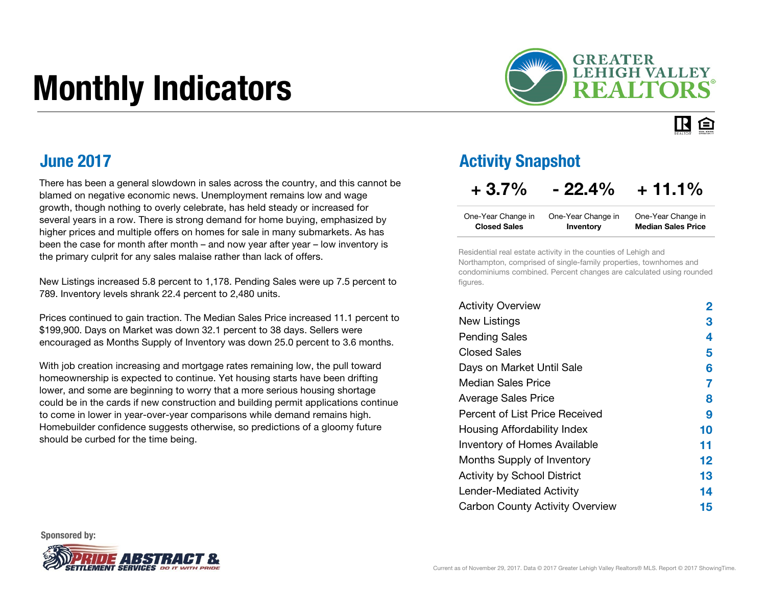# Monthly Indicators

GREATER LEHIGH VALLEY REALTORS®

## June 2017

There has been a general slowdown in sales across the country, and this cannot be blamed on negative economic news. Unemployment remains low and wage growth, though nothing to overly celebrate, has held steady or increased for several years in a row. There is strong demand for home buying, emphasized by higher prices and multiple offers on homes for sale in many submarkets. As has been the case for month after month – and now year after year – low inventory is the primary culprit for any sales malaise rather than lack of offers.

New Listings increased 5.8 percent to 1,178. Pending Sales were up 7.5 percent to 789. Inventory levels shrank 22.4 percent to 2,480 units.

Prices continued to gain traction. The Median Sales Price increased 11.1 percent to $199,900. Days on Market was down 32.1 percent to 38 days. Sellers were encouraged as Months Supply of Inventory was down 25.0 percent to 3.6 months.

With job creation increasing and mortgage rates remaining low, the pull toward homeownership is expected to continue. Yet housing starts have been drifting lower, and some are beginning to worry that a more serious housing shortage could be in the cards if new construction and building permit applications continue to come in lower in year-over-year comparisons while demand remains high. Homebuilder confidence suggests otherwise, so predictions of a gloomy future should be curbed for the time being.

## Activity Snapshot

| + 3.7% | - 22.4% | + 11.1% |
|---|---|---|
| One-Year Change in **Closed Sales** | One-Year Change in **Inventory** | One-Year Change in **Median Sales Price** |

Residential real estate activity in the counties of Lehigh and Northampton, comprised of single-family properties, townhomes and condominiums combined. Percent changes are calculated using rounded figures.

| | |
|---|---|
| Activity Overview | 2 |
| New Listings | 3 |
| Pending Sales | 4 |
| Closed Sales | 5 |
| Days on Market Until Sale | 6 |
| Median Sales Price | 7 |
| Average Sales Price | 8 |
| Percent of List Price Received | 9 |
| Housing Affordability Index | 10 |
| Inventory of Homes Available | 11 |
| Months Supply of Inventory | 12 |
| Activity by School District | 13 |
| Lender-Mediated Activity | 14 |
| Carbon County Activity Overview | 15 |

Sponsored by: PRIDE ABSTRACT & SETTLEMENT SERVICES DO IT WITH PRIDE

Current as of November 29, 2017. Data © 2017 Greater Lehigh Valley Realtors® MLS. Report © 2017 ShowingTime.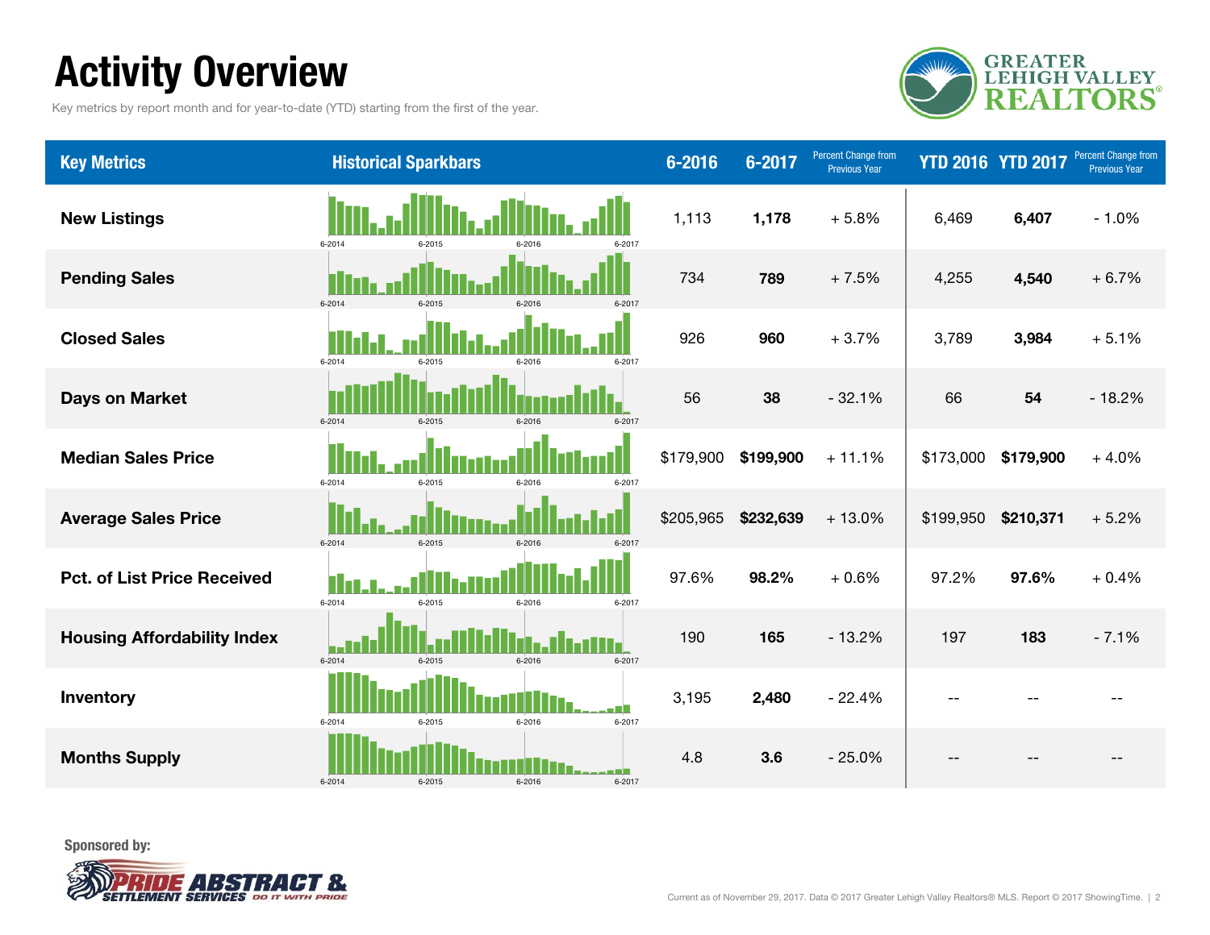# Activity Overview

Key metrics by report month and for year-to-date (YTD) starting from the first of the year.

| Key Metrics | Historical Sparkbars | 6-2016 | 6-2017 | Percent Change from Previous Year | YTD 2016 | YTD 2017 | Percent Change from Previous Year |
|---|---|---|---|---|---|---|---|
| **New Listings** | 6-2014 6-2015 6-2016 6-2017 | 1,113 | **1,178** | + 5.8% | 6,469 | **6,407** | - 1.0% |
| **Pending Sales** | 6-2014 6-2015 6-2016 6-2017 | 734 | **789** | + 7.5% | 4,255 | **4,540** | + 6.7% |
| **Closed Sales** | 6-2014 6-2015 6-2016 6-2017 | 926 | **960** | + 3.7% | 3,789 | **3,984** | + 5.1% |
| **Days on Market** | 6-2014 6-2015 6-2016 6-2017 | 56 | **38** | - 32.1% | 66 | **54** | - 18.2% |
| **Median Sales Price** | 6-2014 6-2015 6-2016 6-2017 | $179,900 | **$199,900** | + 11.1% | $173,000 | **$179,900** | + 4.0% |
| **Average Sales Price** | 6-2014 6-2015 6-2016 6-2017 | $205,965 | **$232,639** | + 13.0% | $199,950 | **$210,371** | + 5.2% |
| **Pct. of List Price Received** | 6-2014 6-2015 6-2016 6-2017 | 97.6% | **98.2%** | + 0.6% | 97.2% | **97.6%** | + 0.4% |
| **Housing Affordability Index** | 6-2014 6-2015 6-2016 6-2017 | 190 | **165** | - 13.2% | 197 | **183** | - 7.1% |
| **Inventory** | 6-2014 6-2015 6-2016 6-2017 | 3,195 | **2,480** | - 22.4% | -- | -- | -- |
| **Months Supply** | 6-2014 6-2015 6-2016 6-2017 | 4.8 | **3.6** | - 25.0% | -- | -- | -- |

Sponsored by: PRIDE ABSTRACT & SETTLEMENT SERVICES DO IT WITH PRIDE

Current as of November 29, 2017. Data © 2017 Greater Lehigh Valley Realtors® MLS. Report © 2017 ShowingTime.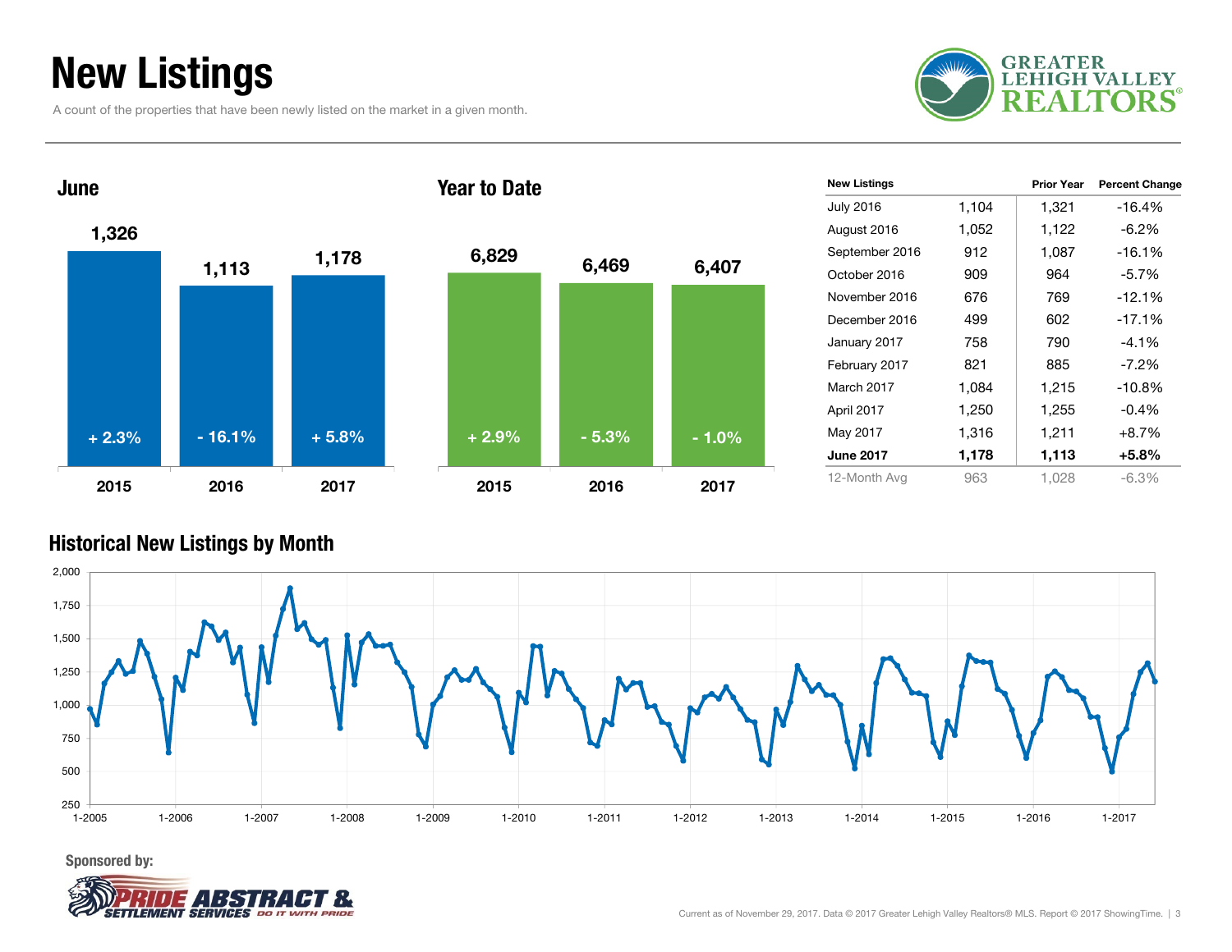# New Listings

A count of the properties that have been newly listed on the market in a given month.

GREATER LEHIGH VALLEY REALTORS®

## June

| Year | New Listings | Change |
|---|---|---|
| 2015 | 1,326 | + 2.3% |
| 2016 | 1,113 | - 16.1% |
| 2017 | 1,178 | + 5.8% |

## Year to Date

| Year | New Listings | Change |
|---|---|---|
| 2015 | 6,829 | + 2.9% |
| 2016 | 6,469 | - 5.3% |
| 2017 | 6,407 | - 1.0% |

| New Listings | | Prior Year | Percent Change |
|---|---|---|---|
| July 2016 | 1,104 | 1,321 | -16.4% |
| August 2016 | 1,052 | 1,122 | -6.2% |
| September 2016 | 912 | 1,087 | -16.1% |
| October 2016 | 909 | 964 | -5.7% |
| November 2016 | 676 | 769 | -12.1% |
| December 2016 | 499 | 602 | -17.1% |
| January 2017 | 758 | 790 | -4.1% |
| February 2017 | 821 | 885 | -7.2% |
| March 2017 | 1,084 | 1,215 | -10.8% |
| April 2017 | 1,250 | 1,255 | -0.4% |
| May 2017 | 1,316 | 1,211 | +8.7% |
| **June 2017** | **1,178** | **1,113** | **+5.8%** |
| 12-Month Avg | 963 | 1,028 | -6.3% |

## Historical New Listings by Month

Sponsored by: PRIDE ABSTRACT & SETTLEMENT SERVICES — DO IT WITH PRIDE

Current as of November 29, 2017. Data © 2017 Greater Lehigh Valley Realtors® MLS. Report © 2017 ShowingTime.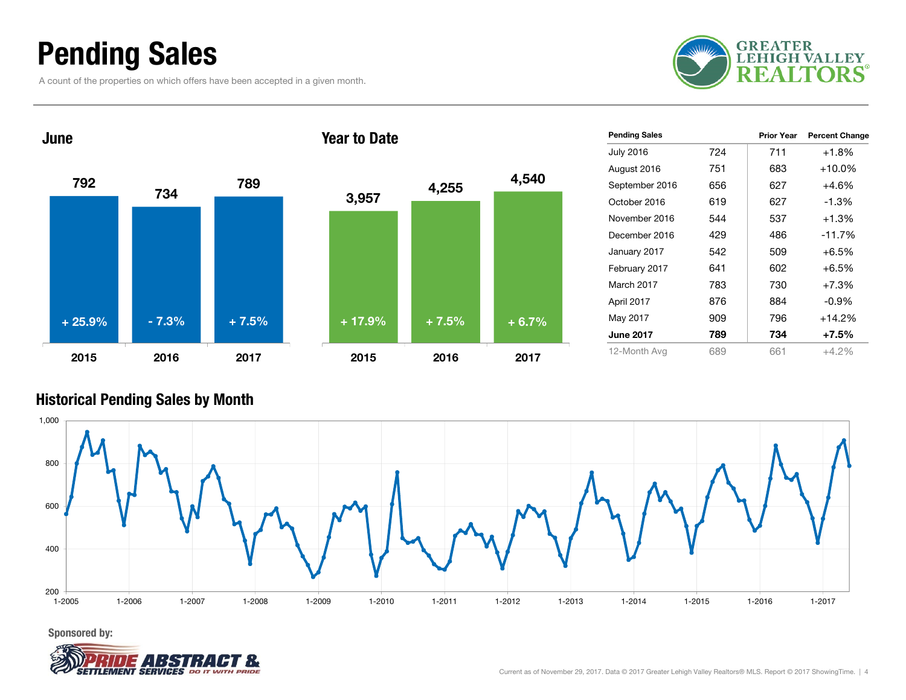# Pending Sales

A count of the properties on which offers have been accepted in a given month.

## June

| Year | Pending Sales | Change |
|---|---|---|
| 2015 | 792 | + 25.9% |
| 2016 | 734 | - 7.3% |
| 2017 | 789 | + 7.5% |

## Year to Date

| Year | Pending Sales | Change |
|---|---|---|
| 2015 | 3,957 | + 17.9% |
| 2016 | 4,255 | + 7.5% |
| 2017 | 4,540 | + 6.7% |

| Pending Sales | | Prior Year | Percent Change |
|---|---|---|---|
| July 2016 | 724 | 711 | +1.8% |
| August 2016 | 751 | 683 | +10.0% |
| September 2016 | 656 | 627 | +4.6% |
| October 2016 | 619 | 627 | -1.3% |
| November 2016 | 544 | 537 | +1.3% |
| December 2016 | 429 | 486 | -11.7% |
| January 2017 | 542 | 509 | +6.5% |
| February 2017 | 641 | 602 | +6.5% |
| March 2017 | 783 | 730 | +7.3% |
| April 2017 | 876 | 884 | -0.9% |
| May 2017 | 909 | 796 | +14.2% |
| **June 2017** | **789** | **734** | **+7.5%** |
| 12-Month Avg | 689 | 661 | +4.2% |

## Historical Pending Sales by Month

Sponsored by:

Current as of November 29, 2017. Data © 2017 Greater Lehigh Valley Realtors® MLS. Report © 2017 ShowingTime.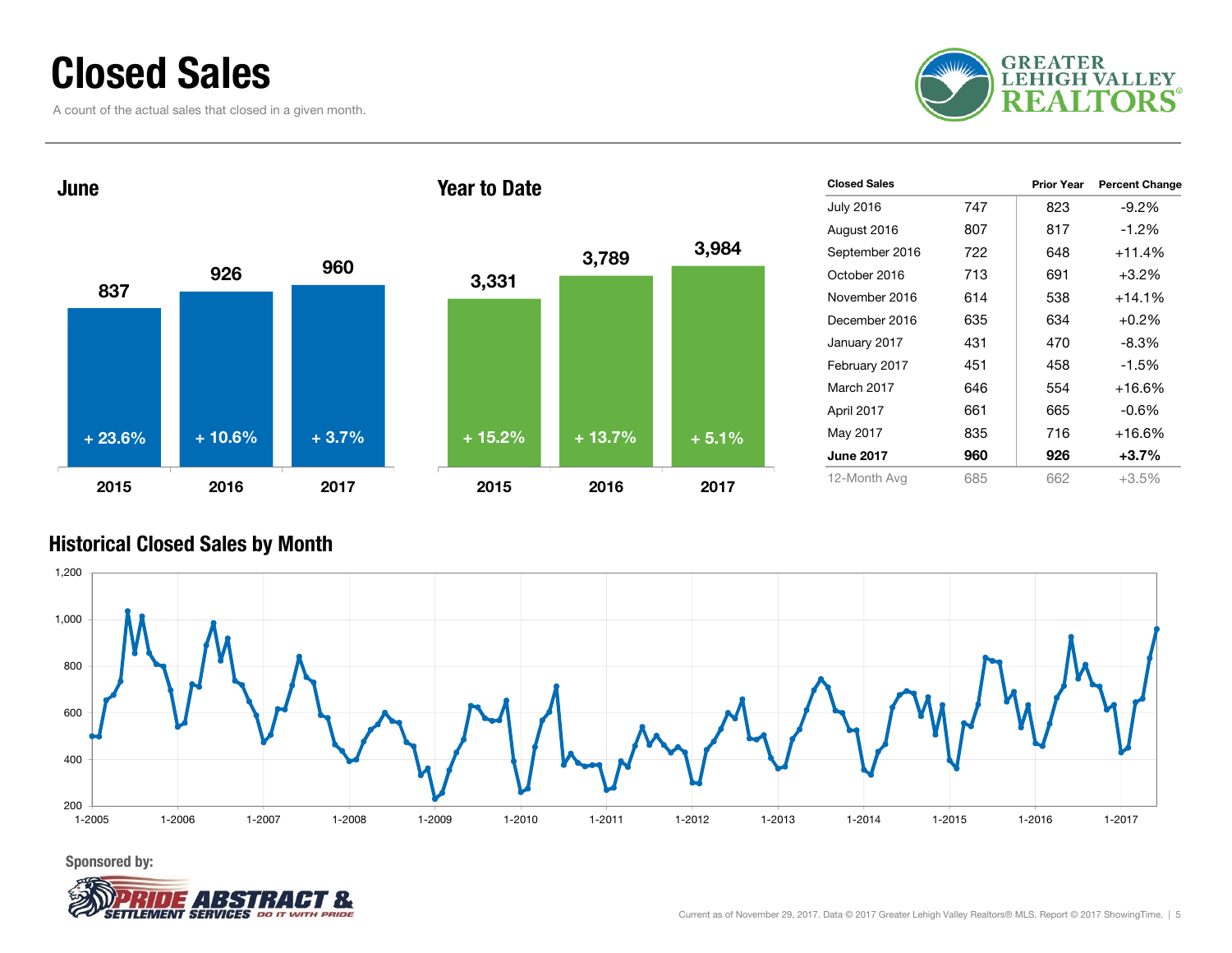# Closed Sales

A count of the actual sales that closed in a given month.

GREATER LEHIGH VALLEY REALTORS®

## June

| | 2015 | 2016 | 2017 |
|---|---|---|---|
| Closed Sales | 837 | 926 | 960 |
| Change | + 23.6% | + 10.6% | + 3.7% |

## Year to Date

| | 2015 | 2016 | 2017 |
|---|---|---|---|
| Closed Sales | 3,331 | 3,789 | 3,984 |
| Change | + 15.2% | + 13.7% | + 5.1% |

| Closed Sales | | Prior Year | Percent Change |
|---|---|---|---|
| July 2016 | 747 | 823 | -9.2% |
| August 2016 | 807 | 817 | -1.2% |
| September 2016 | 722 | 648 | +11.4% |
| October 2016 | 713 | 691 | +3.2% |
| November 2016 | 614 | 538 | +14.1% |
| December 2016 | 635 | 634 | +0.2% |
| January 2017 | 431 | 470 | -8.3% |
| February 2017 | 451 | 458 | -1.5% |
| March 2017 | 646 | 554 | +16.6% |
| April 2017 | 661 | 665 | -0.6% |
| May 2017 | 835 | 716 | +16.6% |
| **June 2017** | **960** | **926** | **+3.7%** |
| 12-Month Avg | 685 | 662 | +3.5% |

## Historical Closed Sales by Month

Sponsored by:

PRIDE ABSTRACT & SETTLEMENT SERVICES DO IT WITH PRIDE

Current as of November 29, 2017. Data © 2017 Greater Lehigh Valley Realtors® MLS. Report © 2017 ShowingTime.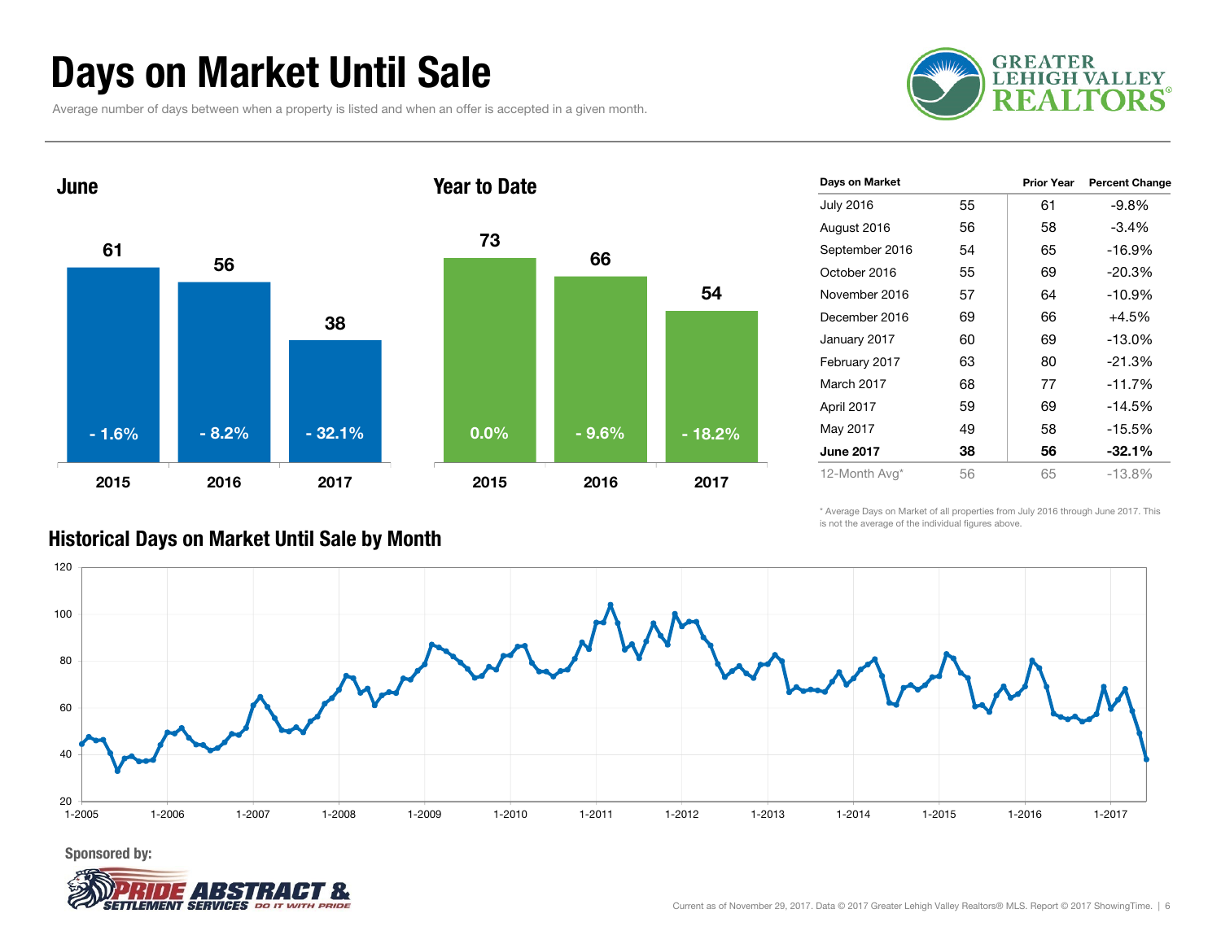# Days on Market Until Sale

Average number of days between when a property is listed and when an offer is accepted in a given month.

## June

| | 2015 | 2016 | 2017 |
|---|---|---|---|
| Days | 61 | 56 | 38 |
| Change | - 1.6% | - 8.2% | - 32.1% |

## Year to Date

| | 2015 | 2016 | 2017 |
|---|---|---|---|
| Days | 73 | 66 | 54 |
| Change | 0.0% | - 9.6% | - 18.2% |

| Days on Market | | Prior Year | Percent Change |
|---|---|---|---|
| July 2016 | 55 | 61 | -9.8% |
| August 2016 | 56 | 58 | -3.4% |
| September 2016 | 54 | 65 | -16.9% |
| October 2016 | 55 | 69 | -20.3% |
| November 2016 | 57 | 64 | -10.9% |
| December 2016 | 69 | 66 | +4.5% |
| January 2017 | 60 | 69 | -13.0% |
| February 2017 | 63 | 80 | -21.3% |
| March 2017 | 68 | 77 | -11.7% |
| April 2017 | 59 | 69 | -14.5% |
| May 2017 | 49 | 58 | -15.5% |
| **June 2017** | **38** | **56** | **-32.1%** |
| 12-Month Avg* | 56 | 65 | -13.8% |

\* Average Days on Market of all properties from July 2016 through June 2017. This is not the average of the individual figures above.

## Historical Days on Market Until Sale by Month

Sponsored by:

Current as of November 29, 2017. Data © 2017 Greater Lehigh Valley Realtors® MLS. Report © 2017 ShowingTime.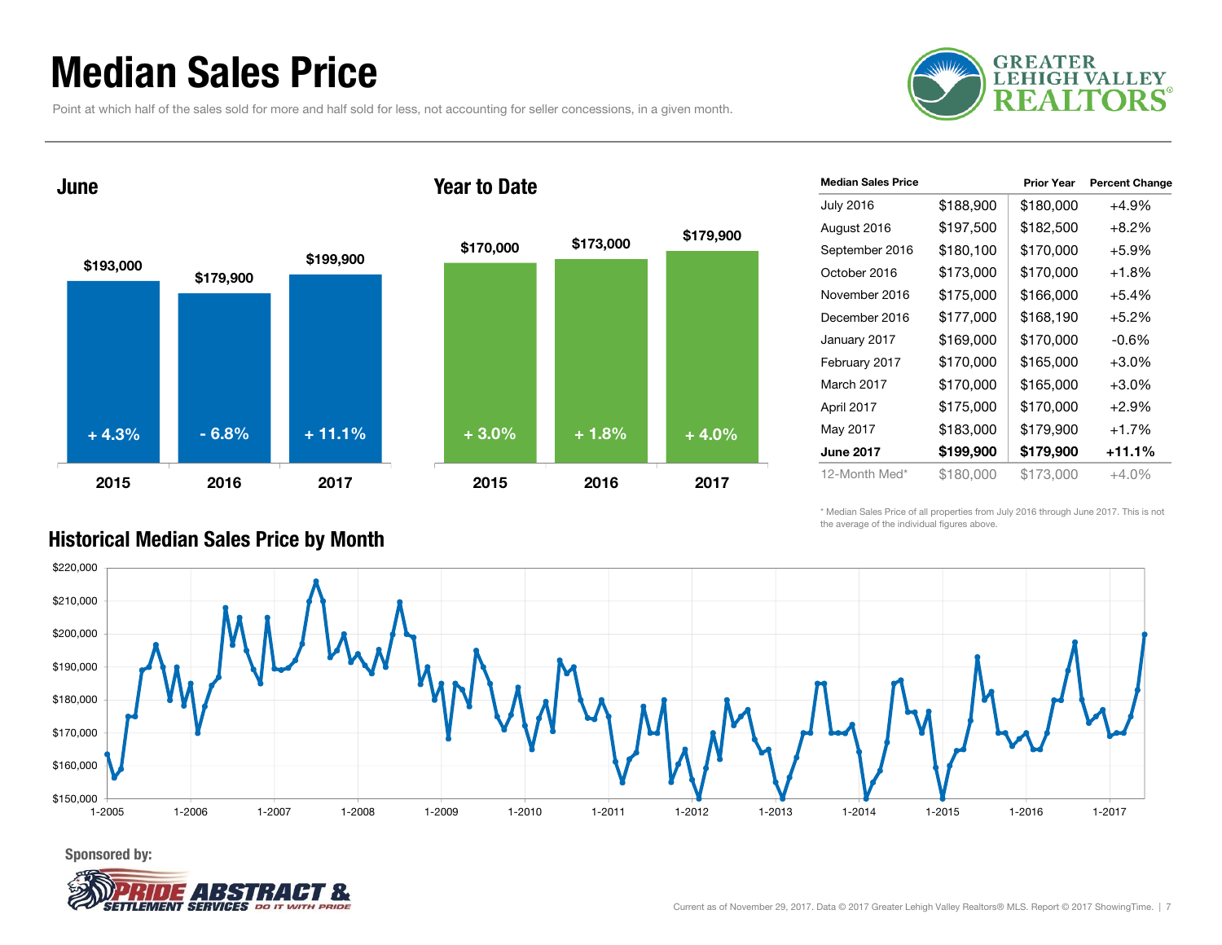# Median Sales Price

Point at which half of the sales sold for more and half sold for less, not accounting for seller concessions, in a given month.

## June

| Year | Median Sales Price | Change |
|---|---|---|
| 2015 | $193,000 | + 4.3% |
| 2016 | $179,900 | - 6.8% |
| 2017 | $199,900 | + 11.1% |

## Year to Date

| Year | Median Sales Price | Change |
|---|---|---|
| 2015 | $170,000 | + 3.0% |
| 2016 | $173,000 | + 1.8% |
| 2017 | $179,900 | + 4.0% |

| Median Sales Price | | Prior Year | Percent Change |
|---|---|---|---|
| July 2016 | $188,900 | $180,000 | +4.9% |
| August 2016 | $197,500 | $182,500 | +8.2% |
| September 2016 | $180,100 | $170,000 | +5.9% |
| October 2016 | $173,000 | $170,000 | +1.8% |
| November 2016 | $175,000 | $166,000 | +5.4% |
| December 2016 | $177,000 | $168,190 | +5.2% |
| January 2017 | $169,000 | $170,000 | -0.6% |
| February 2017 | $170,000 | $165,000 | +3.0% |
| March 2017 | $170,000 | $165,000 | +3.0% |
| April 2017 | $175,000 | $170,000 | +2.9% |
| May 2017 | $183,000 | $179,900 | +1.7% |
| **June 2017** | **$199,900** | **$179,900** | **+11.1%** |
| 12-Month Med* | $180,000 | $173,000 | +4.0% |

\* Median Sales Price of all properties from July 2016 through June 2017. This is not the average of the individual figures above.

## Historical Median Sales Price by Month

Sponsored by: Pride Abstract & Settlement Services — Do it with Pride

Current as of November 29, 2017. Data © 2017 Greater Lehigh Valley Realtors® MLS. Report © 2017 ShowingTime.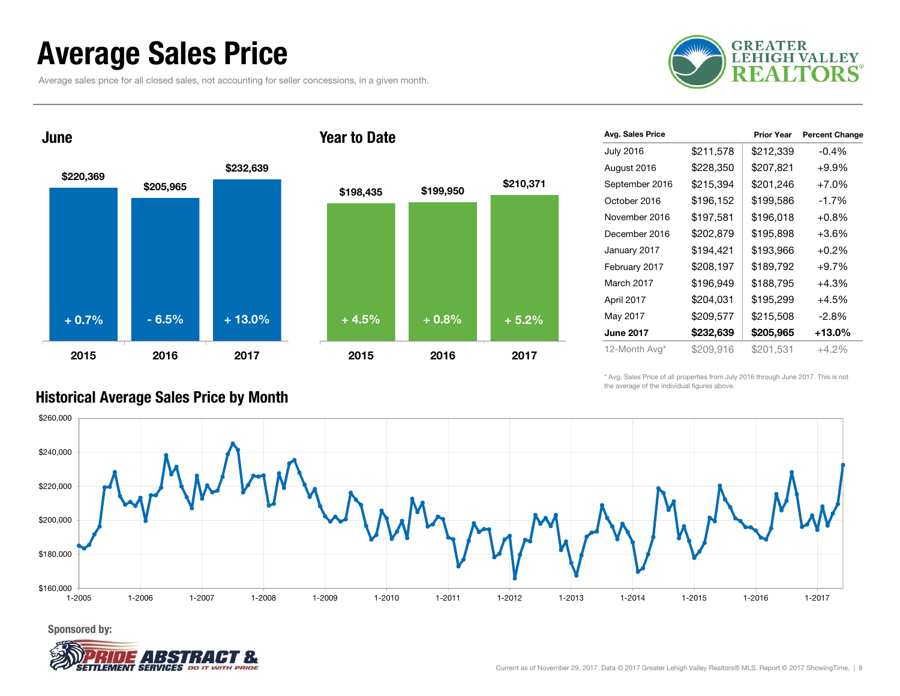# Average Sales Price

Average sales price for all closed sales, not accounting for seller concessions, in a given month.

## June

| Year | Avg. Sales Price | Change |
| --- | --- | --- |
| 2015 | $220,369 | + 0.7% |
| 2016 | $205,965 | - 6.5% |
| 2017 | $232,639 | + 13.0% |

## Year to Date

| Year | Avg. Sales Price | Change |
| --- | --- | --- |
| 2015 | $198,435 | + 4.5% |
| 2016 | $199,950 | + 0.8% |
| 2017 | $210,371 | + 5.2% |

| Avg. Sales Price | | Prior Year | Percent Change |
| --- | --- | --- | --- |
| July 2016 | $211,578 | $212,339 | -0.4% |
| August 2016 | $228,350 | $207,821 | +9.9% |
| September 2016 | $215,394 | $201,246 | +7.0% |
| October 2016 | $196,152 | $199,586 | -1.7% |
| November 2016 | $197,581 | $196,018 | +0.8% |
| December 2016 | $202,879 | $195,898 | +3.6% |
| January 2017 | $194,421 | $193,966 | +0.2% |
| February 2017 | $208,197 | $189,792 | +9.7% |
| March 2017 | $196,949 | $188,795 | +4.3% |
| April 2017 | $204,031 | $195,299 | +4.5% |
| May 2017 | $209,577 | $215,508 | -2.8% |
| **June 2017** | **$232,639** | **$205,965** | **+13.0%** |
| 12-Month Avg* | $209,916 | $201,531 | +4.2% |

\* Avg. Sales Price of all properties from July 2016 through June 2017. This is not the average of the individual figures above.

## Historical Average Sales Price by Month

Sponsored by: Pride Abstract & Settlement Services — Do it with Pride

Current as of November 29, 2017. Data © 2017 Greater Lehigh Valley Realtors® MLS. Report © 2017 ShowingTime.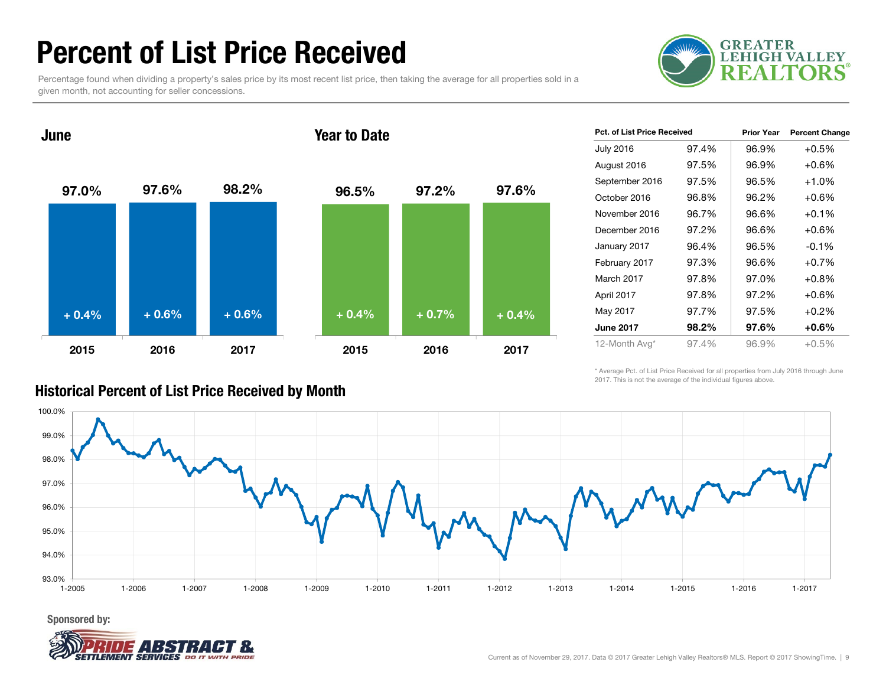# Percent of List Price Received

Percentage found when dividing a property's sales price by its most recent list price, then taking the average for all properties sold in a given month, not accounting for seller concessions.

## June

| | 2015 | 2016 | 2017 |
|---|---|---|---|
| Percent of List Price Received | 97.0% | 97.6% | 98.2% |
| Change | + 0.4% | + 0.6% | + 0.6% |

## Year to Date

| | 2015 | 2016 | 2017 |
|---|---|---|---|
| Percent of List Price Received | 96.5% | 97.2% | 97.6% |
| Change | + 0.4% | + 0.7% | + 0.4% |

| Pct. of List Price Received | | Prior Year | Percent Change |
|---|---|---|---|
| July 2016 | 97.4% | 96.9% | +0.5% |
| August 2016 | 97.5% | 96.9% | +0.6% |
| September 2016 | 97.5% | 96.5% | +1.0% |
| October 2016 | 96.8% | 96.2% | +0.6% |
| November 2016 | 96.7% | 96.6% | +0.1% |
| December 2016 | 97.2% | 96.6% | +0.6% |
| January 2017 | 96.4% | 96.5% | -0.1% |
| February 2017 | 97.3% | 96.6% | +0.7% |
| March 2017 | 97.8% | 97.0% | +0.8% |
| April 2017 | 97.8% | 97.2% | +0.6% |
| May 2017 | 97.7% | 97.5% | +0.2% |
| **June 2017** | **98.2%** | **97.6%** | **+0.6%** |
| 12-Month Avg* | 97.4% | 96.9% | +0.5% |

\* Average Pct. of List Price Received for all properties from July 2016 through June 2017. This is not the average of the individual figures above.

## Historical Percent of List Price Received by Month

Sponsored by: Pride Abstract & Settlement Services

Current as of November 29, 2017. Data © 2017 Greater Lehigh Valley Realtors® MLS. Report © 2017 ShowingTime.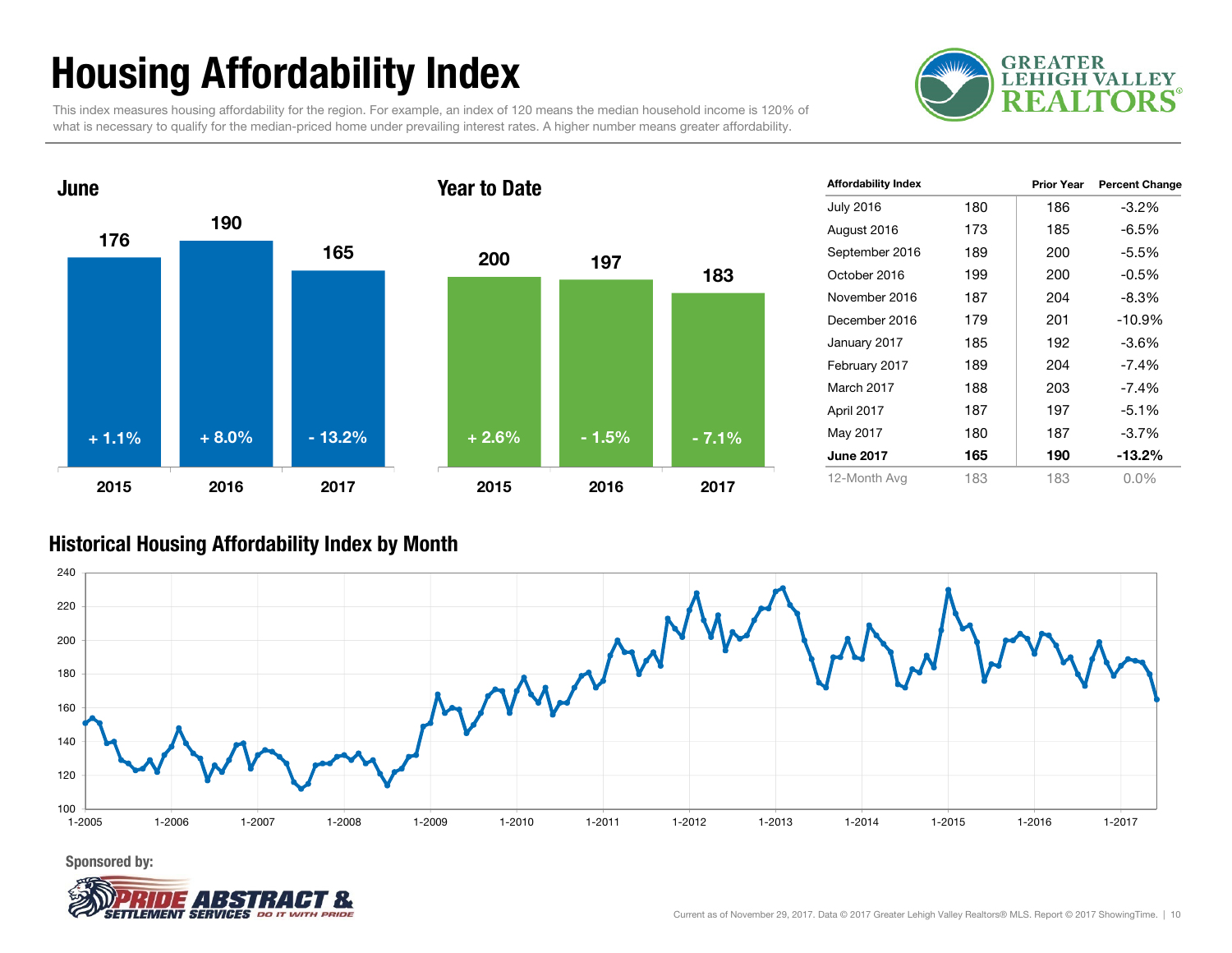# Housing Affordability Index

This index measures housing affordability for the region. For example, an index of 120 means the median household income is 120% of what is necessary to qualify for the median-priced home under prevailing interest rates. A higher number means greater affordability.

## June

| Year | Index | Change |
|---|---|---|
| 2015 | 176 | + 1.1% |
| 2016 | 190 | + 8.0% |
| 2017 | 165 | - 13.2% |

## Year to Date

| Year | Index | Change |
|---|---|---|
| 2015 | 200 | + 2.6% |
| 2016 | 197 | - 1.5% |
| 2017 | 183 | - 7.1% |

| Affordability Index | | Prior Year | Percent Change |
|---|---|---|---|
| July 2016 | 180 | 186 | -3.2% |
| August 2016 | 173 | 185 | -6.5% |
| September 2016 | 189 | 200 | -5.5% |
| October 2016 | 199 | 200 | -0.5% |
| November 2016 | 187 | 204 | -8.3% |
| December 2016 | 179 | 201 | -10.9% |
| January 2017 | 185 | 192 | -3.6% |
| February 2017 | 189 | 204 | -7.4% |
| March 2017 | 188 | 203 | -7.4% |
| April 2017 | 187 | 197 | -5.1% |
| May 2017 | 180 | 187 | -3.7% |
| **June 2017** | **165** | **190** | **-13.2%** |
| 12-Month Avg | 183 | 183 | 0.0% |

## Historical Housing Affordability Index by Month

Sponsored by: Pride Abstract & Settlement Services — Do it with pride

Current as of November 29, 2017. Data © 2017 Greater Lehigh Valley Realtors® MLS. Report © 2017 ShowingTime.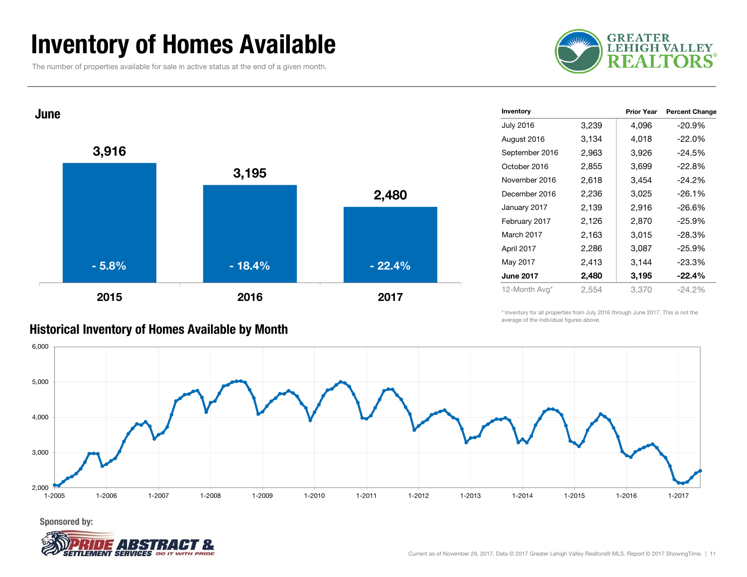# Inventory of Homes Available

The number of properties available for sale in active status at the end of a given month.

GREATER LEHIGH VALLEY REALTORS®

## June

| Year | Inventory | Percent Change |
|---|---|---|
| 2015 | 3,916 | - 5.8% |
| 2016 | 3,195 | - 18.4% |
| 2017 | 2,480 | - 22.4% |

| Inventory | | Prior Year | Percent Change |
|---|---|---|---|
| July 2016 | 3,239 | 4,096 | -20.9% |
| August 2016 | 3,134 | 4,018 | -22.0% |
| September 2016 | 2,963 | 3,926 | -24.5% |
| October 2016 | 2,855 | 3,699 | -22.8% |
| November 2016 | 2,618 | 3,454 | -24.2% |
| December 2016 | 2,236 | 3,025 | -26.1% |
| January 2017 | 2,139 | 2,916 | -26.6% |
| February 2017 | 2,126 | 2,870 | -25.9% |
| March 2017 | 2,163 | 3,015 | -28.3% |
| April 2017 | 2,286 | 3,087 | -25.9% |
| May 2017 | 2,413 | 3,144 | -23.3% |
| **June 2017** | **2,480** | **3,195** | **-22.4%** |
| 12-Month Avg* | 2,554 | 3,370 | -24.2% |

\* Inventory for all properties from July 2016 through June 2017. This is not the average of the individual figures above.

## Historical Inventory of Homes Available by Month

Sponsored by: PRIDE ABSTRACT & SETTLEMENT SERVICES DO IT WITH PRIDE

Current as of November 29, 2017. Data © 2017 Greater Lehigh Valley Realtors® MLS. Report © 2017 ShowingTime.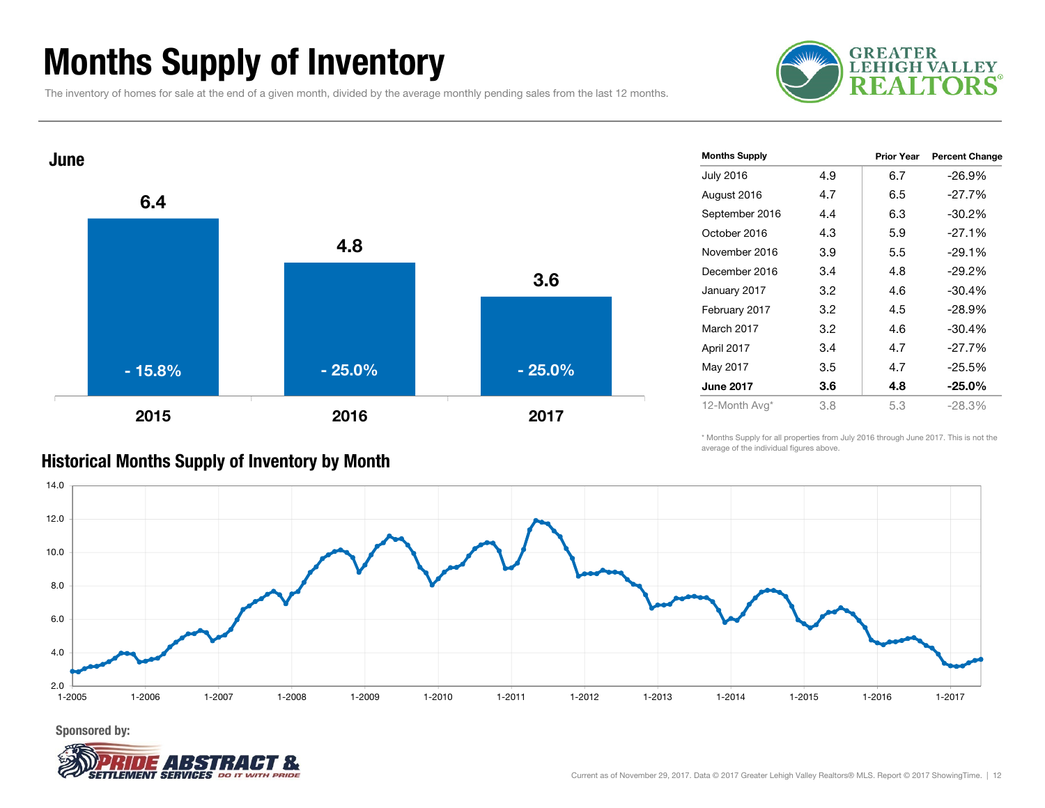# Months Supply of Inventory

The inventory of homes for sale at the end of a given month, divided by the average monthly pending sales from the last 12 months.

## June

| | 2015 | 2016 | 2017 |
|---|---|---|---|
| Months Supply | 6.4 | 4.8 | 3.6 |
| Change | - 15.8% | - 25.0% | - 25.0% |

| Months Supply | | Prior Year | Percent Change |
|---|---|---|---|
| July 2016 | 4.9 | 6.7 | -26.9% |
| August 2016 | 4.7 | 6.5 | -27.7% |
| September 2016 | 4.4 | 6.3 | -30.2% |
| October 2016 | 4.3 | 5.9 | -27.1% |
| November 2016 | 3.9 | 5.5 | -29.1% |
| December 2016 | 3.4 | 4.8 | -29.2% |
| January 2017 | 3.2 | 4.6 | -30.4% |
| February 2017 | 3.2 | 4.5 | -28.9% |
| March 2017 | 3.2 | 4.6 | -30.4% |
| April 2017 | 3.4 | 4.7 | -27.7% |
| May 2017 | 3.5 | 4.7 | -25.5% |
| **June 2017** | **3.6** | **4.8** | **-25.0%** |
| 12-Month Avg* | 3.8 | 5.3 | -28.3% |

\* Months Supply for all properties from July 2016 through June 2017. This is not the average of the individual figures above.

## Historical Months Supply of Inventory by Month

Sponsored by: Pride Abstract & Settlement Services — Do it with pride

Current as of November 29, 2017. Data © 2017 Greater Lehigh Valley Realtors® MLS. Report © 2017 ShowingTime.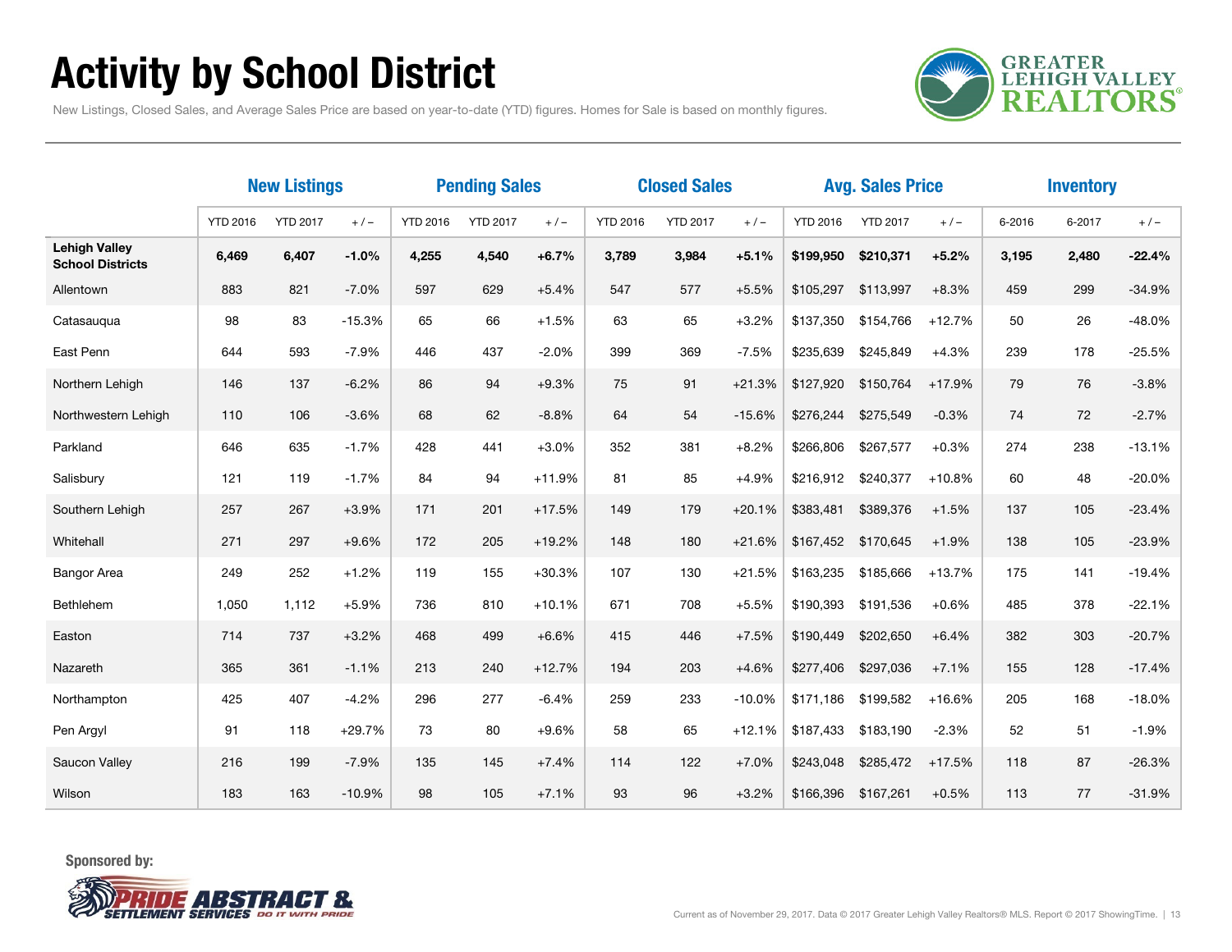# Activity by School District

New Listings, Closed Sales, and Average Sales Price are based on year-to-date (YTD) figures. Homes for Sale is based on monthly figures.

| | New Listings | | | Pending Sales | | | Closed Sales | | | Avg. Sales Price | | | Inventory | | |
|---|---|---|---|---|---|---|---|---|---|---|---|---|---|---|---|
| | YTD 2016 | YTD 2017 | + / – | YTD 2016 | YTD 2017 | + / – | YTD 2016 | YTD 2017 | + / – | YTD 2016 | YTD 2017 | + / – | 6-2016 | 6-2017 | + / – |
| **Lehigh Valley School Districts** | **6,469** | **6,407** | **-1.0%** | **4,255** | **4,540** | **+6.7%** | **3,789** | **3,984** | **+5.1%** | **$199,950** | **$210,371** | **+5.2%** | **3,195** | **2,480** | **-22.4%** |
| Allentown | 883 | 821 | -7.0% | 597 | 629 | +5.4% | 547 | 577 | +5.5% | $105,297 | $113,997 | +8.3% | 459 | 299 | -34.9% |
| Catasauqua | 98 | 83 | -15.3% | 65 | 66 | +1.5% | 63 | 65 | +3.2% | $137,350 | $154,766 | +12.7% | 50 | 26 | -48.0% |
| East Penn | 644 | 593 | -7.9% | 446 | 437 | -2.0% | 399 | 369 | -7.5% | $235,639 | $245,849 | +4.3% | 239 | 178 | -25.5% |
| Northern Lehigh | 146 | 137 | -6.2% | 86 | 94 | +9.3% | 75 | 91 | +21.3% | $127,920 | $150,764 | +17.9% | 79 | 76 | -3.8% |
| Northwestern Lehigh | 110 | 106 | -3.6% | 68 | 62 | -8.8% | 64 | 54 | -15.6% | $276,244 | $275,549 | -0.3% | 74 | 72 | -2.7% |
| Parkland | 646 | 635 | -1.7% | 428 | 441 | +3.0% | 352 | 381 | +8.2% | $266,806 | $267,577 | +0.3% | 274 | 238 | -13.1% |
| Salisbury | 121 | 119 | -1.7% | 84 | 94 | +11.9% | 81 | 85 | +4.9% | $216,912 | $240,377 | +10.8% | 60 | 48 | -20.0% |
| Southern Lehigh | 257 | 267 | +3.9% | 171 | 201 | +17.5% | 149 | 179 | +20.1% | $383,481 | $389,376 | +1.5% | 137 | 105 | -23.4% |
| Whitehall | 271 | 297 | +9.6% | 172 | 205 | +19.2% | 148 | 180 | +21.6% | $167,452 | $170,645 | +1.9% | 138 | 105 | -23.9% |
| Bangor Area | 249 | 252 | +1.2% | 119 | 155 | +30.3% | 107 | 130 | +21.5% | $163,235 | $185,666 | +13.7% | 175 | 141 | -19.4% |
| Bethlehem | 1,050 | 1,112 | +5.9% | 736 | 810 | +10.1% | 671 | 708 | +5.5% | $190,393 | $191,536 | +0.6% | 485 | 378 | -22.1% |
| Easton | 714 | 737 | +3.2% | 468 | 499 | +6.6% | 415 | 446 | +7.5% | $190,449 | $202,650 | +6.4% | 382 | 303 | -20.7% |
| Nazareth | 365 | 361 | -1.1% | 213 | 240 | +12.7% | 194 | 203 | +4.6% | $277,406 | $297,036 | +7.1% | 155 | 128 | -17.4% |
| Northampton | 425 | 407 | -4.2% | 296 | 277 | -6.4% | 259 | 233 | -10.0% | $171,186 | $199,582 | +16.6% | 205 | 168 | -18.0% |
| Pen Argyl | 91 | 118 | +29.7% | 73 | 80 | +9.6% | 58 | 65 | +12.1% | $187,433 | $183,190 | -2.3% | 52 | 51 | -1.9% |
| Saucon Valley | 216 | 199 | -7.9% | 135 | 145 | +7.4% | 114 | 122 | +7.0% | $243,048 | $285,472 | +17.5% | 118 | 87 | -26.3% |
| Wilson | 183 | 163 | -10.9% | 98 | 105 | +7.1% | 93 | 96 | +3.2% | $166,396 | $167,261 | +0.5% | 113 | 77 | -31.9% |

Sponsored by:

Current as of November 29, 2017. Data © 2017 Greater Lehigh Valley Realtors® MLS. Report © 2017 ShowingTime.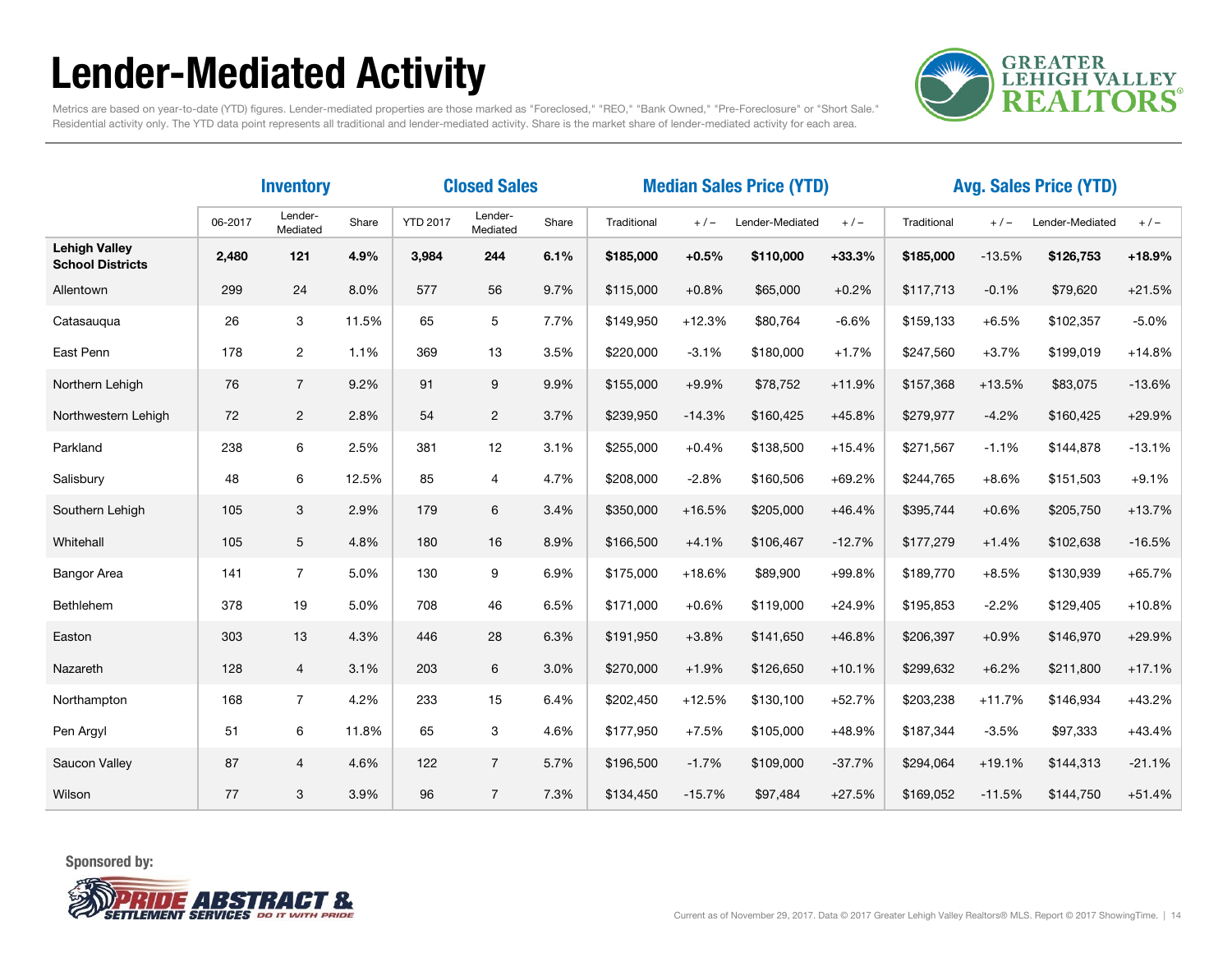# Lender-Mediated Activity

Metrics are based on year-to-date (YTD) figures. Lender-mediated properties are those marked as "Foreclosed," "REO," "Bank Owned," "Pre-Foreclosure" or "Short Sale." Residential activity only. The YTD data point represents all traditional and lender-mediated activity. Share is the market share of lender-mediated activity for each area.

| | Inventory | | | Closed Sales | | | Median Sales Price (YTD) | | | | Avg. Sales Price (YTD) | | | |
|---|---|---|---|---|---|---|---|---|---|---|---|---|---|---|
| | 06-2017 | Lender-Mediated | Share | YTD 2017 | Lender-Mediated | Share | Traditional | + / – | Lender-Mediated | + / – | Traditional | + / – | Lender-Mediated | + / – |
| **Lehigh Valley School Districts** | **2,480** | **121** | **4.9%** | **3,984** | **244** | **6.1%** | **$185,000** | **+0.5%** | **$110,000** | **+33.3%** | **$185,000** | -13.5% | **$126,753** | **+18.9%** |
| Allentown | 299 | 24 | 8.0% | 577 | 56 | 9.7% | $115,000 | +0.8% | $65,000 | +0.2% | $117,713 | -0.1% | $79,620 | +21.5% |
| Catasauqua | 26 | 3 | 11.5% | 65 | 5 | 7.7% | $149,950 | +12.3% | $80,764 | -6.6% | $159,133 | +6.5% | $102,357 | -5.0% |
| East Penn | 178 | 2 | 1.1% | 369 | 13 | 3.5% | $220,000 | -3.1% | $180,000 | +1.7% | $247,560 | +3.7% | $199,019 | +14.8% |
| Northern Lehigh | 76 | 7 | 9.2% | 91 | 9 | 9.9% | $155,000 | +9.9% | $78,752 | +11.9% | $157,368 | +13.5% | $83,075 | -13.6% |
| Northwestern Lehigh | 72 | 2 | 2.8% | 54 | 2 | 3.7% | $239,950 | -14.3% | $160,425 | +45.8% | $279,977 | -4.2% | $160,425 | +29.9% |
| Parkland | 238 | 6 | 2.5% | 381 | 12 | 3.1% | $255,000 | +0.4% | $138,500 | +15.4% | $271,567 | -1.1% | $144,878 | -13.1% |
| Salisbury | 48 | 6 | 12.5% | 85 | 4 | 4.7% | $208,000 | -2.8% | $160,506 | +69.2% | $244,765 | +8.6% | $151,503 | +9.1% |
| Southern Lehigh | 105 | 3 | 2.9% | 179 | 6 | 3.4% | $350,000 | +16.5% | $205,000 | +46.4% | $395,744 | +0.6% | $205,750 | +13.7% |
| Whitehall | 105 | 5 | 4.8% | 180 | 16 | 8.9% | $166,500 | +4.1% | $106,467 | -12.7% | $177,279 | +1.4% | $102,638 | -16.5% |
| Bangor Area | 141 | 7 | 5.0% | 130 | 9 | 6.9% | $175,000 | +18.6% | $89,900 | +99.8% | $189,770 | +8.5% | $130,939 | +65.7% |
| Bethlehem | 378 | 19 | 5.0% | 708 | 46 | 6.5% | $171,000 | +0.6% | $119,000 | +24.9% | $195,853 | -2.2% | $129,405 | +10.8% |
| Easton | 303 | 13 | 4.3% | 446 | 28 | 6.3% | $191,950 | +3.8% | $141,650 | +46.8% | $206,397 | +0.9% | $146,970 | +29.9% |
| Nazareth | 128 | 4 | 3.1% | 203 | 6 | 3.0% | $270,000 | +1.9% | $126,650 | +10.1% | $299,632 | +6.2% | $211,800 | +17.1% |
| Northampton | 168 | 7 | 4.2% | 233 | 15 | 6.4% | $202,450 | +12.5% | $130,100 | +52.7% | $203,238 | +11.7% | $146,934 | +43.2% |
| Pen Argyl | 51 | 6 | 11.8% | 65 | 3 | 4.6% | $177,950 | +7.5% | $105,000 | +48.9% | $187,344 | -3.5% | $97,333 | +43.4% |
| Saucon Valley | 87 | 4 | 4.6% | 122 | 7 | 5.7% | $196,500 | -1.7% | $109,000 | -37.7% | $294,064 | +19.1% | $144,313 | -21.1% |
| Wilson | 77 | 3 | 3.9% | 96 | 7 | 7.3% | $134,450 | -15.7% | $97,484 | +27.5% | $169,052 | -11.5% | $144,750 | +51.4% |

**Sponsored by:**

Current as of November 29, 2017. Data © 2017 Greater Lehigh Valley Realtors® MLS. Report © 2017 ShowingTime.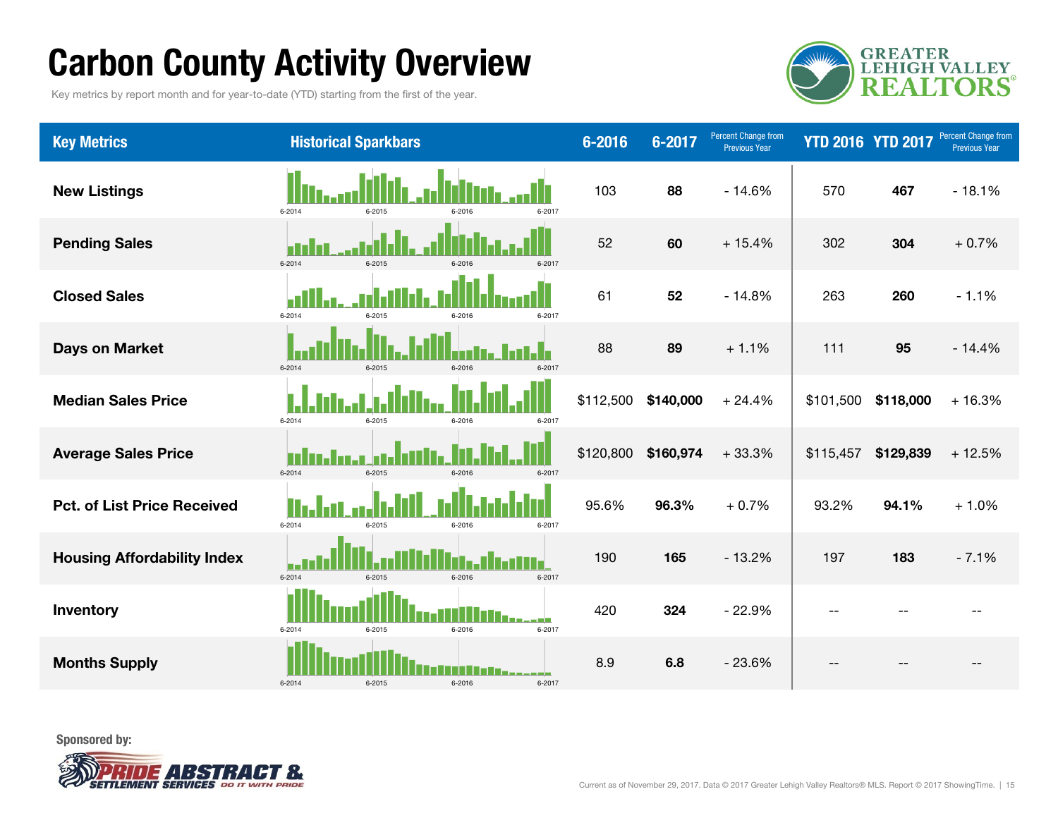# Carbon County Activity Overview

Key metrics by report month and for year-to-date (YTD) starting from the first of the year.

GREATER LEHIGH VALLEY REALTORS®

| Key Metrics | Historical Sparkbars | 6-2016 | 6-2017 | Percent Change from Previous Year | YTD 2016 | YTD 2017 | Percent Change from Previous Year |
|---|---|---|---|---|---|---|---|
| New Listings | 6-2014 6-2015 6-2016 6-2017 | 103 | **88** | - 14.6% | 570 | **467** | - 18.1% |
| Pending Sales | 6-2014 6-2015 6-2016 6-2017 | 52 | **60** | + 15.4% | 302 | **304** | + 0.7% |
| Closed Sales | 6-2014 6-2015 6-2016 6-2017 | 61 | **52** | - 14.8% | 263 | **260** | - 1.1% |
| Days on Market | 6-2014 6-2015 6-2016 6-2017 | 88 | **89** | + 1.1% | 111 | **95** | - 14.4% |
| Median Sales Price | 6-2014 6-2015 6-2016 6-2017 | $112,500 | **$140,000** | + 24.4% | $101,500 | **$118,000** | + 16.3% |
| Average Sales Price | 6-2014 6-2015 6-2016 6-2017 | $120,800 | **$160,974** | + 33.3% | $115,457 | **$129,839** | + 12.5% |
| Pct. of List Price Received | 6-2014 6-2015 6-2016 6-2017 | 95.6% | **96.3%** | + 0.7% | 93.2% | **94.1%** | + 1.0% |
| Housing Affordability Index | 6-2014 6-2015 6-2016 6-2017 | 190 | **165** | - 13.2% | 197 | **183** | - 7.1% |
| Inventory | 6-2014 6-2015 6-2016 6-2017 | 420 | **324** | - 22.9% | -- | -- | -- |
| Months Supply | 6-2014 6-2015 6-2016 6-2017 | 8.9 | **6.8** | - 23.6% | -- | -- | -- |

Sponsored by:

PRIDE ABSTRACT & SETTLEMENT SERVICES DO IT WITH PRIDE

Current as of November 29, 2017. Data © 2017 Greater Lehigh Valley Realtors® MLS. Report © 2017 ShowingTime.